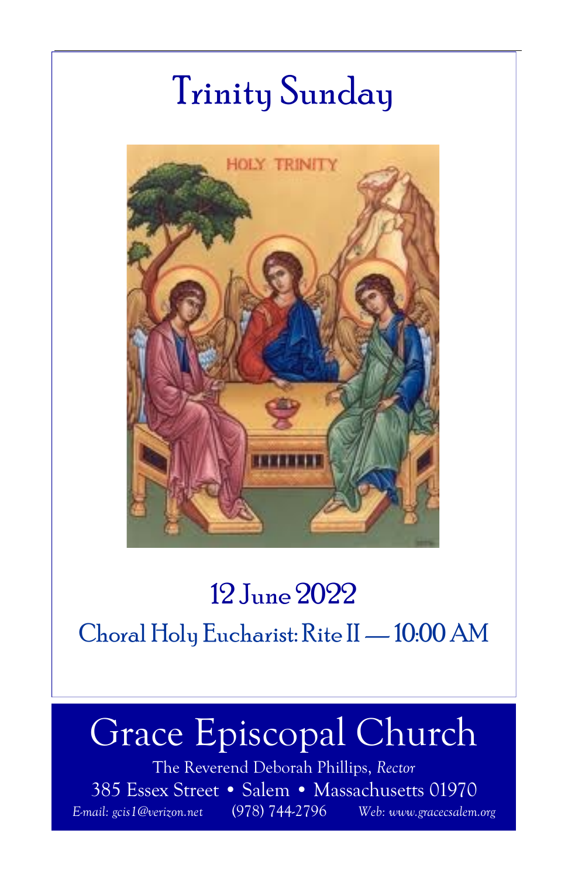# Trinity Sunday

## 12 June 2022

## Choral Holy Eucharist: Rite II — 10:00 AM

# Grace Episcopal Church

The Reverend Deborah Phillips, *Rector*

385 Essex Street • Salem • Massachusetts 01970

*E-mail: gcis1@verizon.net* (978) 744-2796 *Web: www.gracecsalem.org*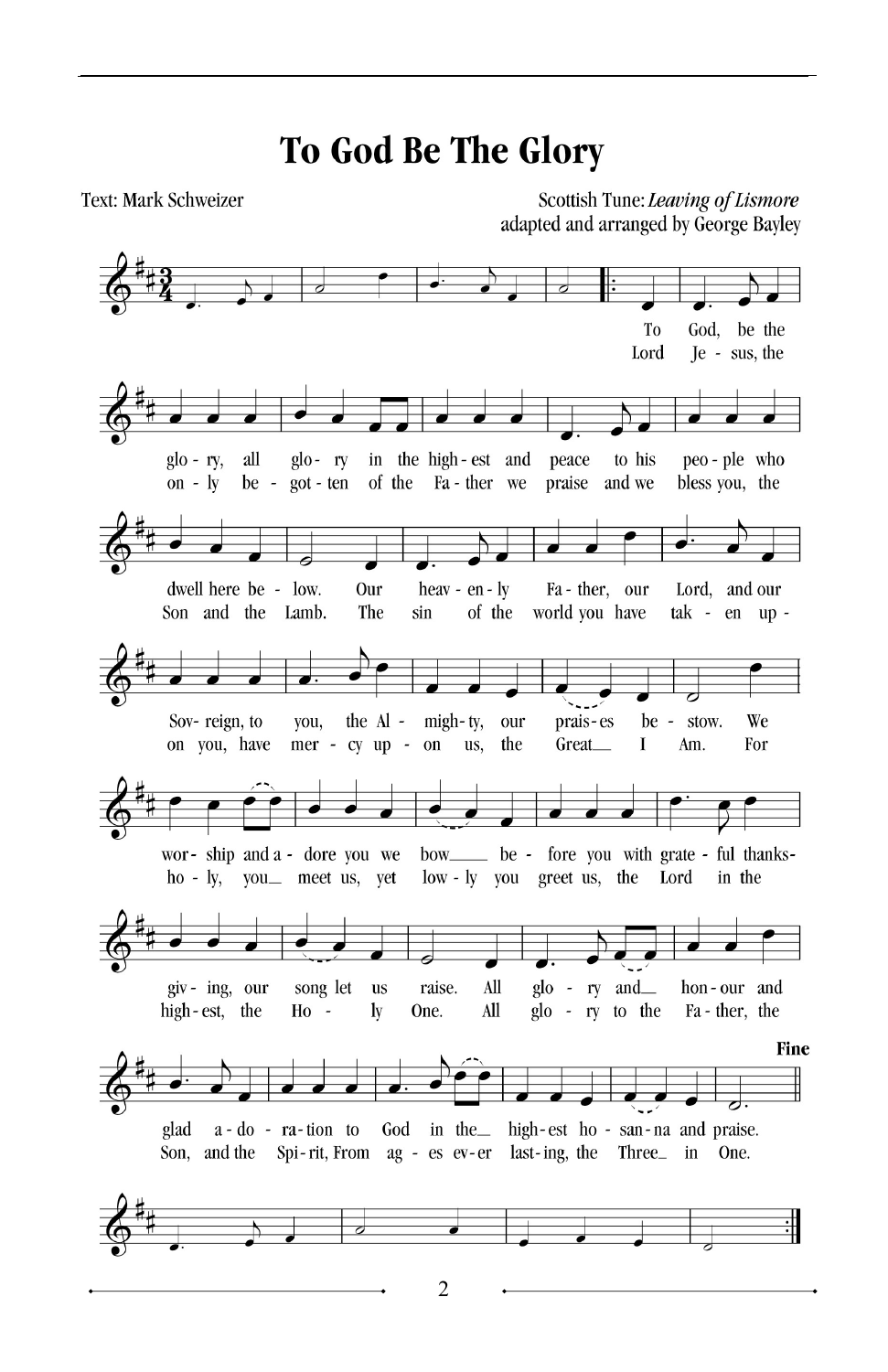# To God Be The Glory

Text: Mark Schweizer

Scottish Tune: *Leaving of Lismore*
adapted and arranged by George Bayley

To God, be the glory, all glory in the highest and peace to his people who dwell here below. Our heavenly Father, our Lord, and our Sovereign, to you, the Almighty, our praises bestow. We worship and adore you we bow before you with grateful thanksgiving, our song let us raise. All glory and honour and glad adoration to God in the highest hosanna and praise.

Lord Jesus, the only begotten of the Father we praise and we bless you, the Son and the Lamb. The sin of the world you have taken upon you, have mercy upon us, the Great I Am. For holy, you meet us, yet lowly you greet us, the Lord in the highest, the Holy One. All glory to the Father, the Son, and the Spirit, From ages ever lasting, the Three in One.

**Fine**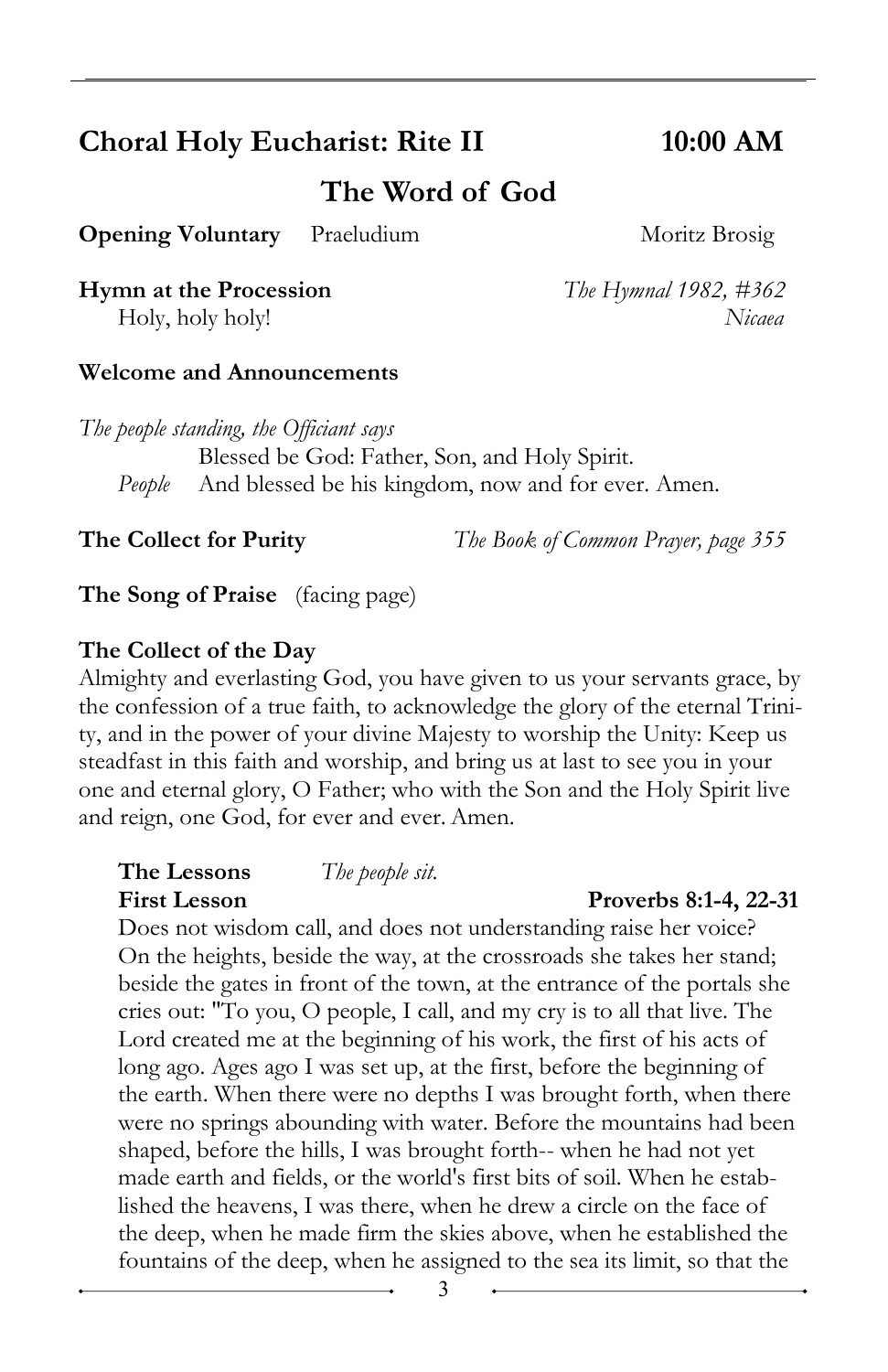## Choral Holy Eucharist: Rite II 10:00 AM

## The Word of God

**Opening Voluntary** Praeludium Moritz Brosig

**Hymn at the Procession** *The Hymnal 1982, #362*
Holy, holy holy! *Nicaea*

**Welcome and Announcements**

*The people standing, the Officiant says*
Blessed be God: Father, Son, and Holy Spirit.
*People* And blessed be his kingdom, now and for ever. Amen.

**The Collect for Purity** *The Book of Common Prayer, page 355*

**The Song of Praise** (facing page)

**The Collect of the Day**
Almighty and everlasting God, you have given to us your servants grace, by the confession of a true faith, to acknowledge the glory of the eternal Trinity, and in the power of your divine Majesty to worship the Unity: Keep us steadfast in this faith and worship, and bring us at last to see you in your one and eternal glory, O Father; who with the Son and the Holy Spirit live and reign, one God, for ever and ever. Amen.

**The Lessons** *The people sit.*

**First Lesson** **Proverbs 8:1-4, 22-31**

Does not wisdom call, and does not understanding raise her voice? On the heights, beside the way, at the crossroads she takes her stand; beside the gates in front of the town, at the entrance of the portals she cries out: "To you, O people, I call, and my cry is to all that live. The Lord created me at the beginning of his work, the first of his acts of long ago. Ages ago I was set up, at the first, before the beginning of the earth. When there were no depths I was brought forth, when there were no springs abounding with water. Before the mountains had been shaped, before the hills, I was brought forth-- when he had not yet made earth and fields, or the world's first bits of soil. When he established the heavens, I was there, when he drew a circle on the face of the deep, when he made firm the skies above, when he established the fountains of the deep, when he assigned to the sea its limit, so that the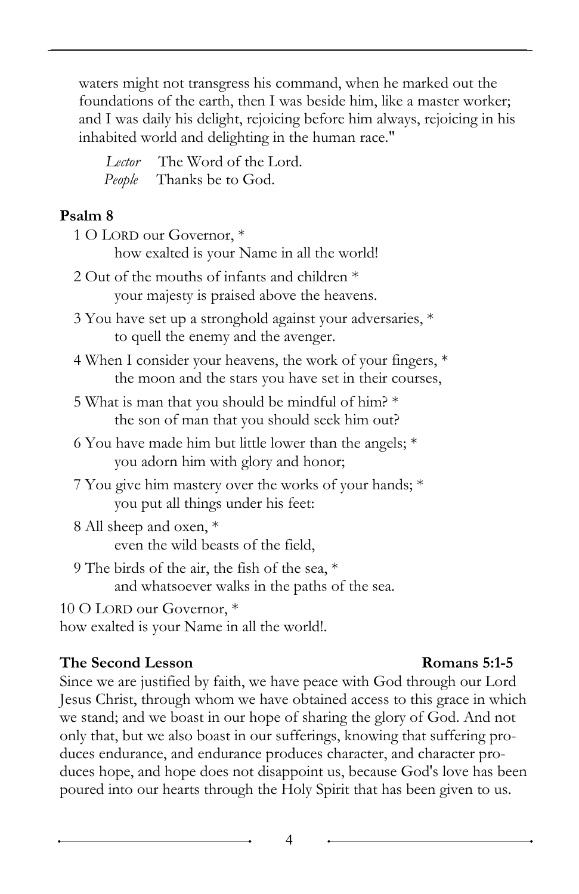waters might not transgress his command, when he marked out the foundations of the earth, then I was beside him, like a master worker; and I was daily his delight, rejoicing before him always, rejoicing in his inhabited world and delighting in the human race."

*Lector* The Word of the Lord.
*People* Thanks be to God.

**Psalm 8**

1 O LORD our Governor, *
how exalted is your Name in all the world!

2 Out of the mouths of infants and children *
your majesty is praised above the heavens.

3 You have set up a stronghold against your adversaries, *
to quell the enemy and the avenger.

4 When I consider your heavens, the work of your fingers, *
the moon and the stars you have set in their courses,

5 What is man that you should be mindful of him? *
the son of man that you should seek him out?

6 You have made him but little lower than the angels; *
you adorn him with glory and honor;

7 You give him mastery over the works of your hands; *
you put all things under his feet:

8 All sheep and oxen, *
even the wild beasts of the field,

9 The birds of the air, the fish of the sea, *
and whatsoever walks in the paths of the sea.

10 O LORD our Governor, *
how exalted is your Name in all the world!.

**The Second Lesson** **Romans 5:1-5**

Since we are justified by faith, we have peace with God through our Lord Jesus Christ, through whom we have obtained access to this grace in which we stand; and we boast in our hope of sharing the glory of God. And not only that, but we also boast in our sufferings, knowing that suffering produces endurance, and endurance produces character, and character produces hope, and hope does not disappoint us, because God's love has been poured into our hearts through the Holy Spirit that has been given to us.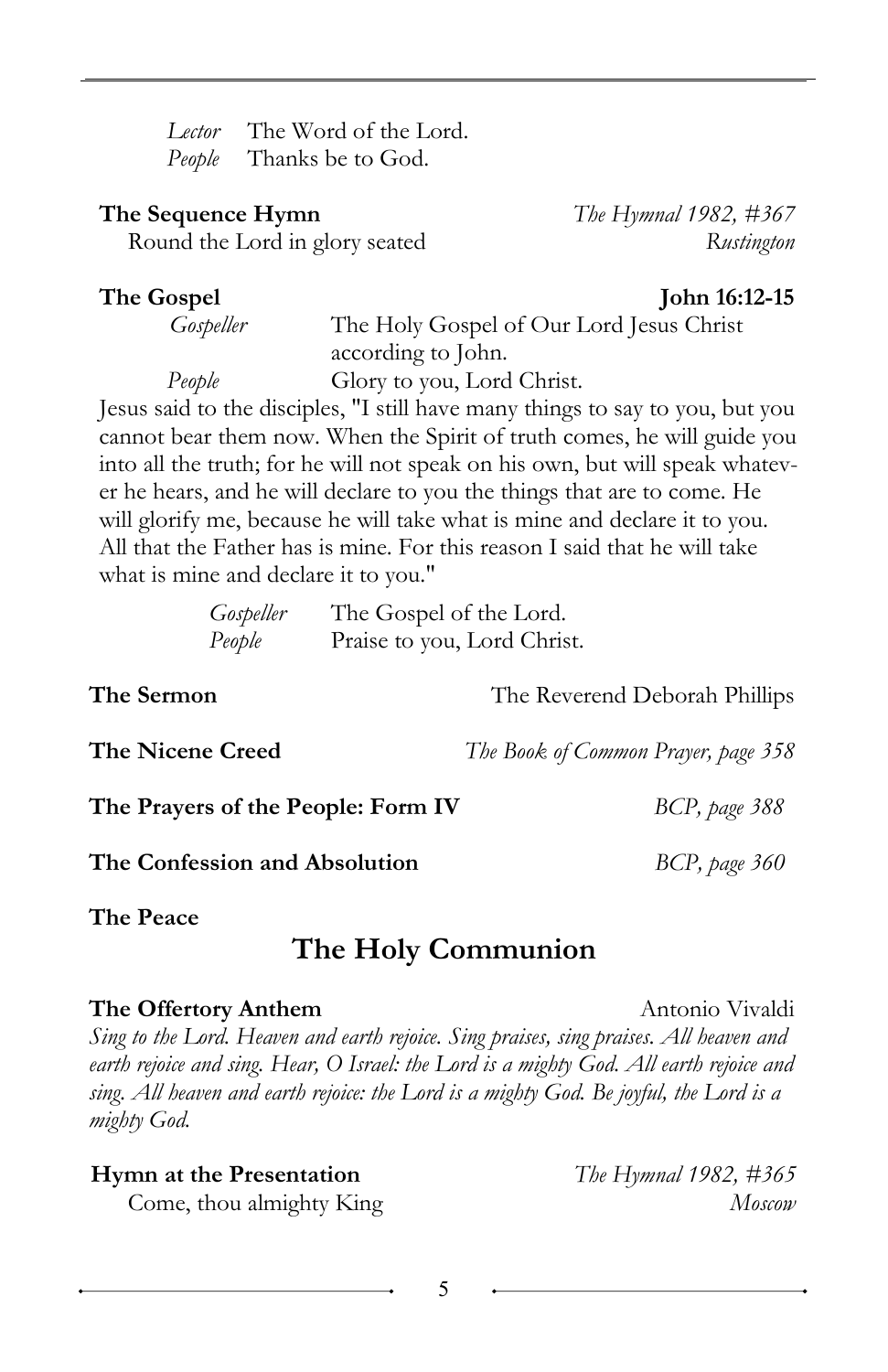*Lector* The Word of the Lord.
*People* Thanks be to God.

**The Sequence Hymn** *The Hymnal 1982, #367*
Round the Lord in glory seated *Rustington*

**The Gospel** **John 16:12-15**

*Gospeller* The Holy Gospel of Our Lord Jesus Christ according to John.
*People* Glory to you, Lord Christ.

Jesus said to the disciples, "I still have many things to say to you, but you cannot bear them now. When the Spirit of truth comes, he will guide you into all the truth; for he will not speak on his own, but will speak whatever he hears, and he will declare to you the things that are to come. He will glorify me, because he will take what is mine and declare it to you. All that the Father has is mine. For this reason I said that he will take what is mine and declare it to you."

*Gospeller* The Gospel of the Lord.
*People* Praise to you, Lord Christ.

**The Sermon** The Reverend Deborah Phillips

**The Nicene Creed** *The Book of Common Prayer, page 358*

**The Prayers of the People: Form IV** *BCP, page 388*

**The Confession and Absolution** *BCP, page 360*

**The Peace**

## The Holy Communion

**The Offertory Anthem** Antonio Vivaldi

*Sing to the Lord. Heaven and earth rejoice. Sing praises, sing praises. All heaven and earth rejoice and sing. Hear, O Israel: the Lord is a mighty God. All earth rejoice and sing. All heaven and earth rejoice: the Lord is a mighty God. Be joyful, the Lord is a mighty God.*

**Hymn at the Presentation** *The Hymnal 1982, #365*
Come, thou almighty King *Moscow*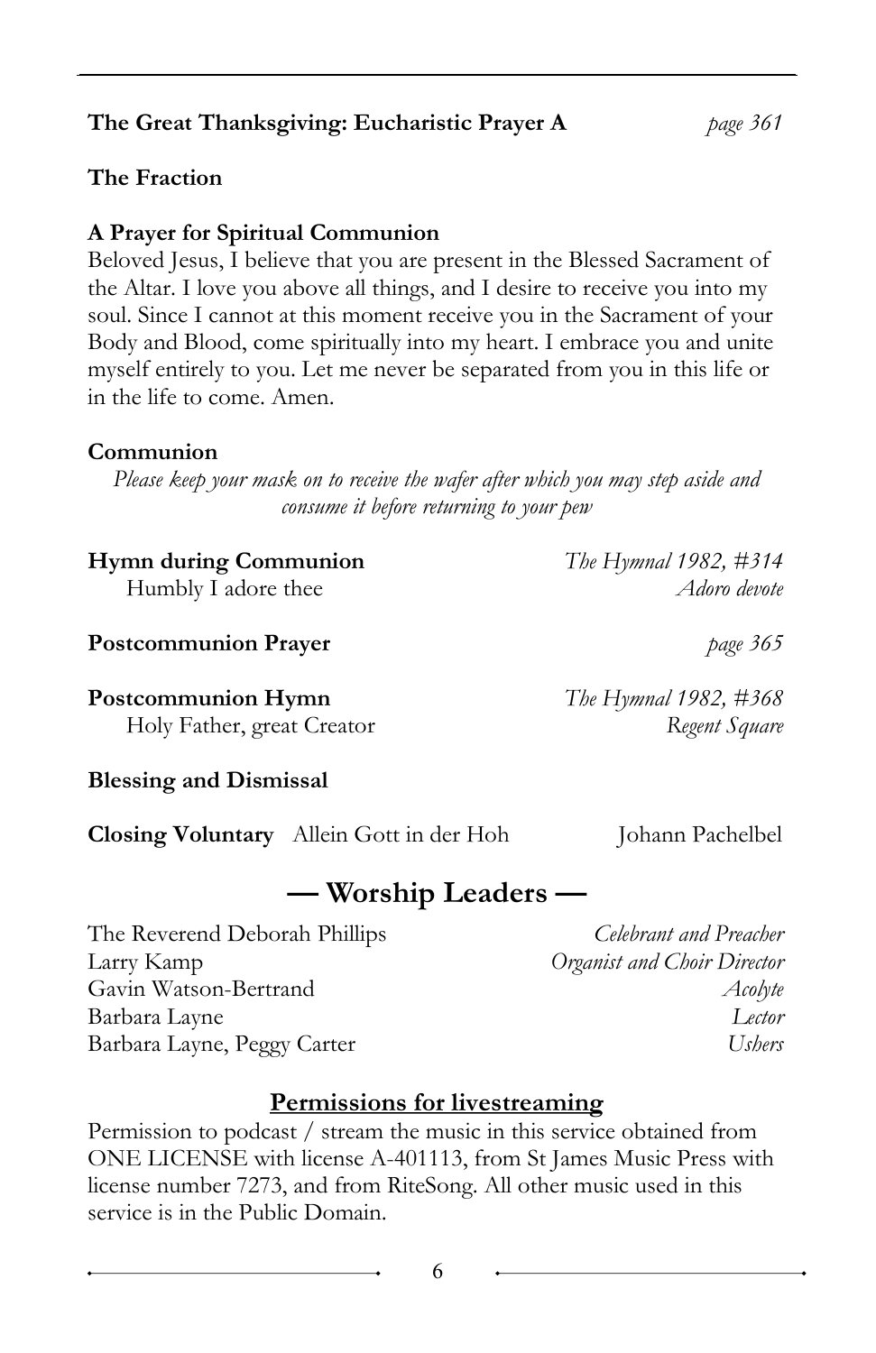**The Great Thanksgiving: Eucharistic Prayer A** *page 361*

**The Fraction**

**A Prayer for Spiritual Communion**

Beloved Jesus, I believe that you are present in the Blessed Sacrament of the Altar. I love you above all things, and I desire to receive you into my soul. Since I cannot at this moment receive you in the Sacrament of your Body and Blood, come spiritually into my heart. I embrace you and unite myself entirely to you. Let me never be separated from you in this life or in the life to come. Amen.

**Communion**

*Please keep your mask on to receive the wafer after which you may step aside and consume it before returning to your pew*

**Hymn during Communion** *The Hymnal 1982, #314*
Humbly I adore thee *Adoro devote*

**Postcommunion Prayer** *page 365*

**Postcommunion Hymn** *The Hymnal 1982, #368*
Holy Father, great Creator *Regent Square*

**Blessing and Dismissal**

**Closing Voluntary** Allein Gott in der Hoh Johann Pachelbel

## — Worship Leaders —

The Reverend Deborah Phillips *Celebrant and Preacher*
Larry Kamp *Organist and Choir Director*
Gavin Watson-Bertrand *Acolyte*
Barbara Layne *Lector*
Barbara Layne, Peggy Carter *Ushers*

### Permissions for livestreaming

Permission to podcast / stream the music in this service obtained from ONE LICENSE with license A-401113, from St James Music Press with license number 7273, and from RiteSong. All other music used in this service is in the Public Domain.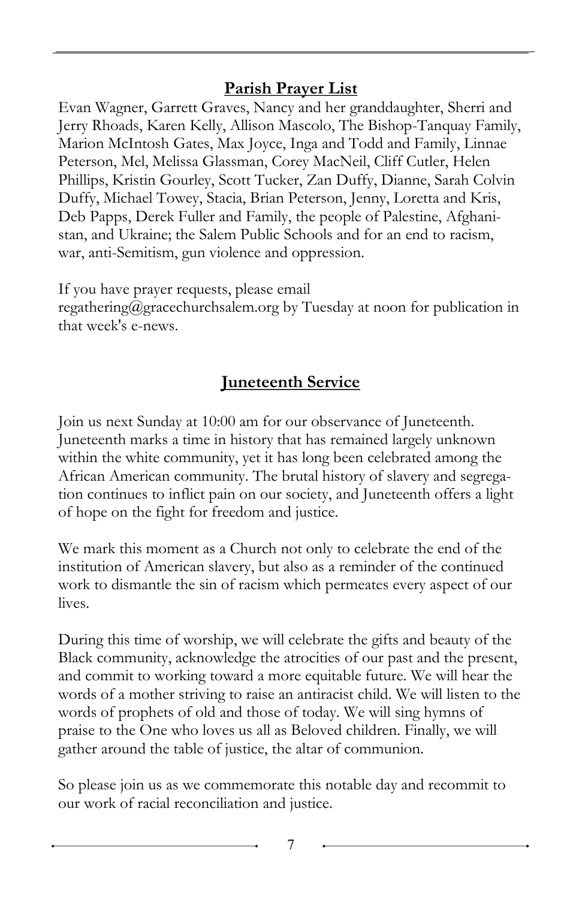## Parish Prayer List

Evan Wagner, Garrett Graves, Nancy and her granddaughter, Sherri and Jerry Rhoads, Karen Kelly, Allison Mascolo, The Bishop-Tanquay Family, Marion McIntosh Gates, Max Joyce, Inga and Todd and Family, Linnae Peterson, Mel, Melissa Glassman, Corey MacNeil, Cliff Cutler, Helen Phillips, Kristin Gourley, Scott Tucker, Zan Duffy, Dianne, Sarah Colvin Duffy, Michael Towey, Stacia, Brian Peterson, Jenny, Loretta and Kris, Deb Papps, Derek Fuller and Family, the people of Palestine, Afghanistan, and Ukraine; the Salem Public Schools and for an end to racism, war, anti-Semitism, gun violence and oppression.

If you have prayer requests, please email regathering@gracechurchsalem.org by Tuesday at noon for publication in that week's e-news.

## Juneteenth Service

Join us next Sunday at 10:00 am for our observance of Juneteenth. Juneteenth marks a time in history that has remained largely unknown within the white community, yet it has long been celebrated among the African American community. The brutal history of slavery and segregation continues to inflict pain on our society, and Juneteenth offers a light of hope on the fight for freedom and justice.

We mark this moment as a Church not only to celebrate the end of the institution of American slavery, but also as a reminder of the continued work to dismantle the sin of racism which permeates every aspect of our lives.

During this time of worship, we will celebrate the gifts and beauty of the Black community, acknowledge the atrocities of our past and the present, and commit to working toward a more equitable future. We will hear the words of a mother striving to raise an antiracist child. We will listen to the words of prophets of old and those of today. We will sing hymns of praise to the One who loves us all as Beloved children. Finally, we will gather around the table of justice, the altar of communion.

So please join us as we commemorate this notable day and recommit to our work of racial reconciliation and justice.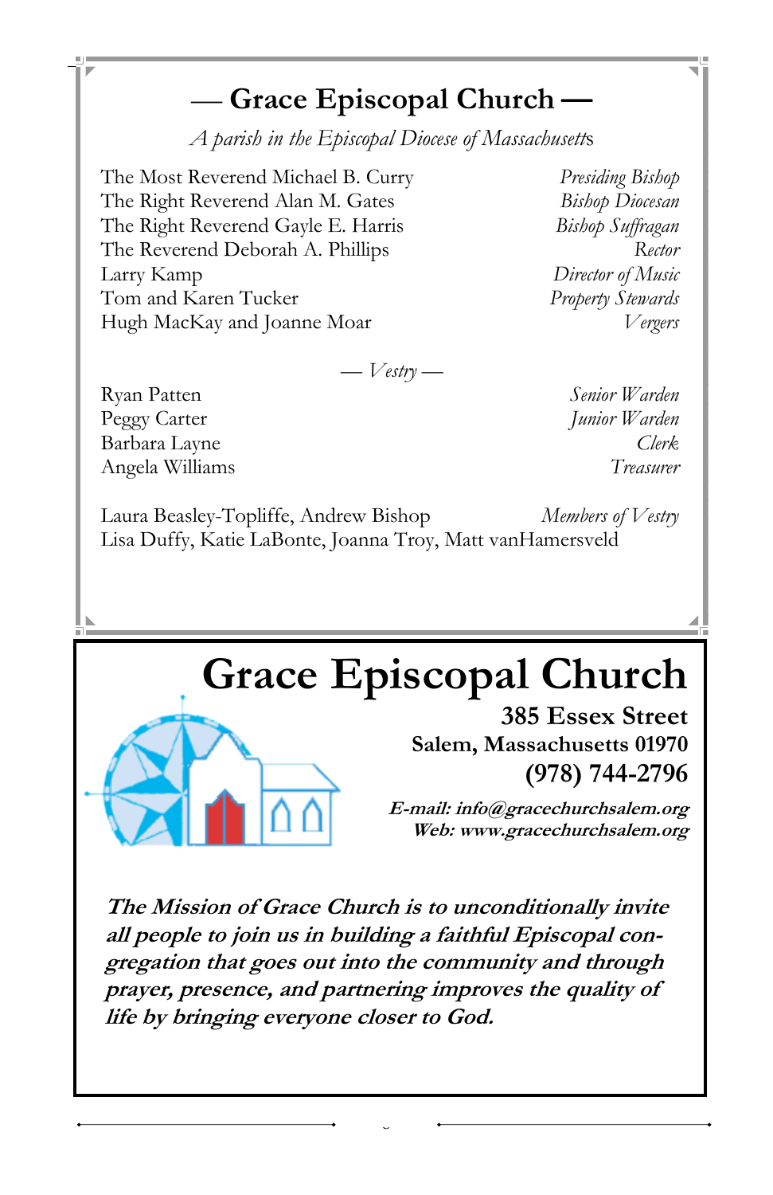## — Grace Episcopal Church —

*A parish in the Episcopal Diocese of Massachusetts*

| | |
|---|---|
| The Most Reverend Michael B. Curry | *Presiding Bishop* |
| The Right Reverend Alan M. Gates | *Bishop Diocesan* |
| The Right Reverend Gayle E. Harris | *Bishop Suffragan* |
| The Reverend Deborah A. Phillips | *Rector* |
| Larry Kamp | *Director of Music* |
| Tom and Karen Tucker | *Property Stewards* |
| Hugh MacKay and Joanne Moar | *Vergers* |

*— Vestry —*

| | |
|---|---|
| Ryan Patten | *Senior Warden* |
| Peggy Carter | *Junior Warden* |
| Barbara Layne | *Clerk* |
| Angela Williams | *Treasurer* |

Laura Beasley-Topliffe, Andrew Bishop — *Members of Vestry*
Lisa Duffy, Katie LaBonte, Joanna Troy, Matt vanHamersveld

# Grace Episcopal Church

**385 Essex Street**
**Salem, Massachusetts 01970**
**(978) 744-2796**

***E-mail: info@gracechurchsalem.org***
***Web: www.gracechurchsalem.org***

***The Mission of Grace Church is to unconditionally invite all people to join us in building a faithful Episcopal congregation that goes out into the community and through prayer, presence, and partnering improves the quality of life by bringing everyone closer to God.***